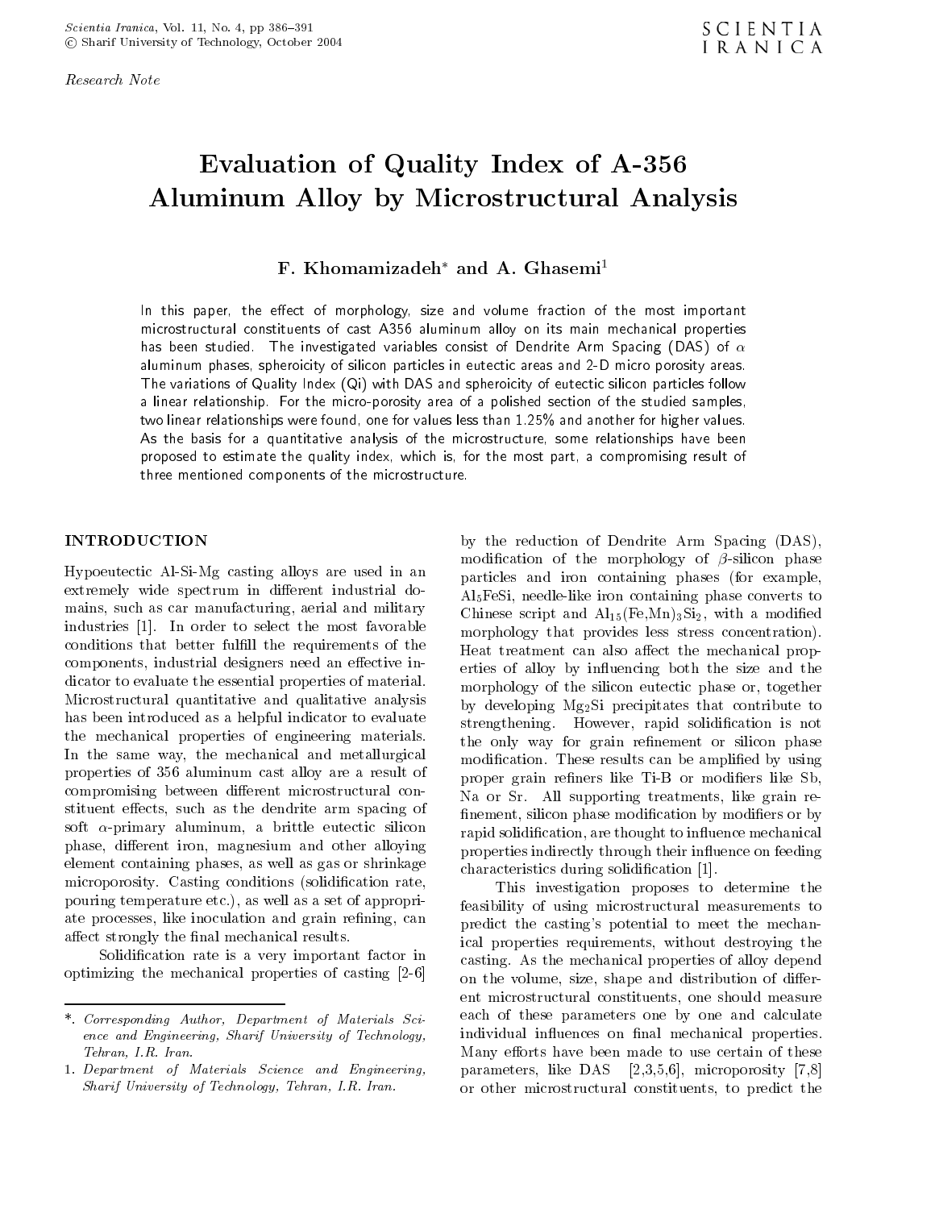*Research Note*

# Evaluation of Quality Index of A-356 Aluminum Alloy by Microstructural Analysis

**F. Khomamizadeh*[*] and A. Ghasemi[1]**

In this paper, the effect of morphology, size and volume fraction of the most important microstructural constituents of cast A356 aluminum alloy on its main mechanical properties has been studied. The investigated variables consist of Dendrite Arm Spacing (DAS) of $\alpha$ aluminum phases, spheroicity of silicon particles in eutectic areas and 2-D micro porosity areas. The variations of Quality Index (Qi) with DAS and spheroicity of eutectic silicon particles follow a linear relationship. For the micro-porosity area of a polished section of the studied samples, two linear relationships were found, one for values less than 1.25% and another for higher values. As the basis for a quantitative analysis of the microstructure, some relationships have been proposed to estimate the quality index, which is, for the most part, a compromising result of three mentioned components of the microstructure.

## INTRODUCTION

Hypoeutectic Al-Si-Mg casting alloys are used in an extremely wide spectrum in different industrial domains, such as car manufacturing, aerial and military industries [1]. In order to select the most favorable conditions that better fulfill the requirements of the components, industrial designers need an effective indicator to evaluate the essential properties of material. Microstructural quantitative and qualitative analysis has been introduced as a helpful indicator to evaluate the mechanical properties of engineering materials. In the same way, the mechanical and metallurgical properties of 356 aluminum cast alloy are a result of compromising between different microstructural constituent effects, such as the dendrite arm spacing of soft $\alpha$-primary aluminum, a brittle eutectic silicon phase, different iron, magnesium and other alloying element containing phases, as well as gas or shrinkage microporosity. Casting conditions (solidification rate, pouring temperature etc.), as well as a set of appropriate processes, like inoculation and grain refining, can affect strongly the final mechanical results.

Solidification rate is a very important factor in optimizing the mechanical properties of casting [2-6] by the reduction of Dendrite Arm Spacing (DAS), modification of the morphology of $\beta$-silicon phase particles and iron containing phases (for example, $Al_5FeSi$, needle-like iron containing phase converts to Chinese script and $Al_{15}(Fe,Mn)_3Si_2$, with a modified morphology that provides less stress concentration). Heat treatment can also affect the mechanical properties of alloy by influencing both the size and the morphology of the silicon eutectic phase or, together by developing $Mg_2Si$ precipitates that contribute to strengthening. However, rapid solidification is not the only way for grain refinement or silicon phase modification. These results can be amplified by using proper grain refiners like Ti-B or modifiers like Sb, Na or Sr. All supporting treatments, like grain refinement, silicon phase modification by modifiers or by rapid solidification, are thought to influence mechanical properties indirectly through their influence on feeding characteristics during solidification [1].

This investigation proposes to determine the feasibility of using microstructural measurements to predict the casting's potential to meet the mechanical properties requirements, without destroying the casting. As the mechanical properties of alloy depend on the volume, size, shape and distribution of different microstructural constituents, one should measure each of these parameters one by one and calculate individual influences on final mechanical properties. Many efforts have been made to use certain of these parameters, like DAS [2,3,5,6], microporosity [7,8] or other microstructural constituents, to predict the

---

*. *Corresponding Author, Department of Materials Science and Engineering, Sharif University of Technology, Tehran, I.R. Iran.*

1. *Department of Materials Science and Engineering, Sharif University of Technology, Tehran, I.R. Iran.*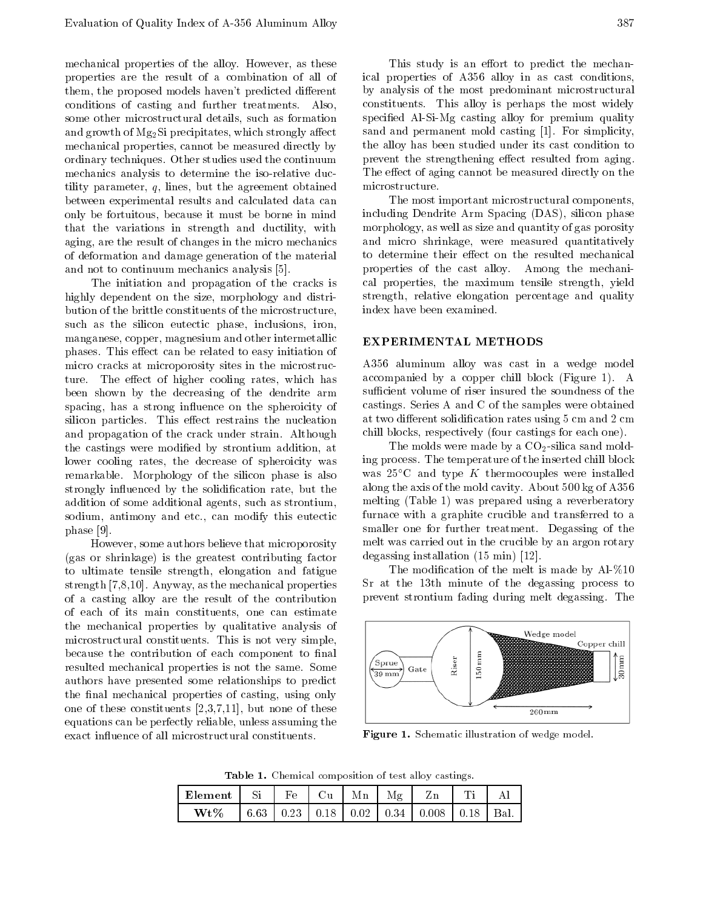mechanical properties of the alloy. However, as these properties are the result of a combination of all of them, the proposed models haven't predicted different conditions of casting and further treatments. Also, some other microstructural details, such as formation and growth of $Mg_2Si$ precipitates, which strongly affect mechanical properties, cannot be measured directly by ordinary techniques. Other studies used the continuum mechanics analysis to determine the iso-relative ductility parameter, $q$, lines, but the agreement obtained between experimental results and calculated data can only be fortuitous, because it must be borne in mind that the variations in strength and ductility, with aging, are the result of changes in the micro mechanics of deformation and damage generation of the material and not to continuum mechanics analysis [5].

The initiation and propagation of the cracks is highly dependent on the size, morphology and distribution of the brittle constituents of the microstructure, such as the silicon eutectic phase, inclusions, iron, manganese, copper, magnesium and other intermetallic phases. This effect can be related to easy initiation of micro cracks at microporosity sites in the microstructure. The effect of higher cooling rates, which has been shown by the decreasing of the dendrite arm spacing, has a strong influence on the spheroicity of silicon particles. This effect restrains the nucleation and propagation of the crack under strain. Although the castings were modified by strontium addition, at lower cooling rates, the decrease of spheroicity was remarkable. Morphology of the silicon phase is also strongly influenced by the solidification rate, but the addition of some additional agents, such as strontium, sodium, antimony and etc., can modify this eutectic phase [9].

However, some authors believe that microporosity (gas or shrinkage) is the greatest contributing factor to ultimate tensile strength, elongation and fatigue strength [7,8,10]. Anyway, as the mechanical properties of a casting alloy are the result of the contribution of each of its main constituents, one can estimate the mechanical properties by qualitative analysis of microstructural constituents. This is not very simple, because the contribution of each component to final resulted mechanical properties is not the same. Some authors have presented some relationships to predict the final mechanical properties of casting, using only one of these constituents [2,3,7,11], but none of these equations can be perfectly reliable, unless assuming the exact influence of all microstructural constituents.

This study is an effort to predict the mechanical properties of A356 alloy in as cast conditions, by analysis of the most predominant microstructural constituents. This alloy is perhaps the most widely specified Al-Si-Mg casting alloy for premium quality sand and permanent mold casting [1]. For simplicity, the alloy has been studied under its cast condition to prevent the strengthening effect resulted from aging. The effect of aging cannot be measured directly on the microstructure.

The most important microstructural components, including Dendrite Arm Spacing (DAS), silicon phase morphology, as well as size and quantity of gas porosity and micro shrinkage, were measured quantitatively to determine their effect on the resulted mechanical properties of the cast alloy. Among the mechanical properties, the maximum tensile strength, yield strength, relative elongation percentage and quality index have been examined.

## EXPERIMENTAL METHODS

A356 aluminum alloy was cast in a wedge model accompanied by a copper chill block (Figure 1). A sufficient volume of riser insured the soundness of the castings. Series A and C of the samples were obtained at two different solidification rates using 5 cm and 2 cm chill blocks, respectively (four castings for each one).

The molds were made by a $CO_2$-silica sand molding process. The temperature of the inserted chill block was 25°C and type $K$ thermocouples were installed along the axis of the mold cavity. About 500 kg of A356 melting (Table 1) was prepared using a reverberatory furnace with a graphite crucible and transferred to a smaller one for further treatment. Degassing of the melt was carried out in the crucible by an argon rotary degassing installation (15 min) [12].

The modification of the melt is made by Al-%10 Sr at the 13th minute of the degassing process to prevent strontium fading during melt degassing. The

Sprue 39 mm, Gate, Riser 150 mm, Wedge model, Copper chill, 30 mm, 260mm

**Figure 1.** Schematic illustration of wedge model.

**Table 1.** Chemical composition of test alloy castings.

| **Element** | Si | Fe | Cu | Mn | Mg | Zn | Ti | Al |
|---|---|---|---|---|---|---|---|---|
| **Wt%** | 6.63 | 0.23 | 0.18 | 0.02 | 0.34 | 0.008 | 0.18 | Bal. |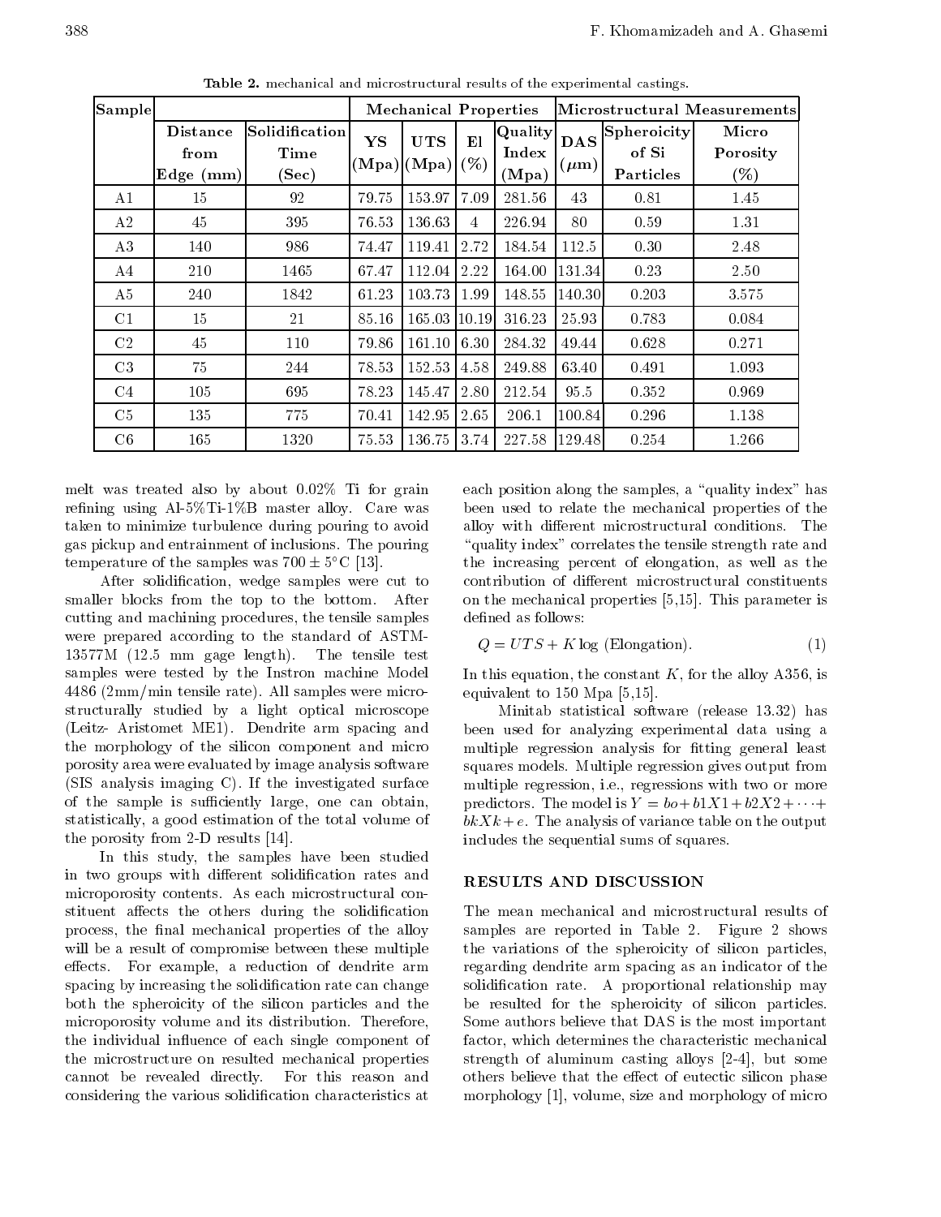**Table 2.** mechanical and microstructural results of the experimental castings.

| Sample | | | Mechanical Properties | | | | Microstructural Measurements | | |
|---|---|---|---|---|---|---|---|---|---|
| | Distance from Edge (mm) | Solidification Time (Sec) | YS (Mpa) | UTS (Mpa) | El (%) | Quality Index (Mpa) | DAS ($\mu$m) | Spheroicity of Si Particles | Micro Porosity (%) |
| A1 | 15 | 92 | 79.75 | 153.97 | 7.09 | 281.56 | 43 | 0.81 | 1.45 |
| A2 | 45 | 395 | 76.53 | 136.63 | 4 | 226.94 | 80 | 0.59 | 1.31 |
| A3 | 140 | 986 | 74.47 | 119.41 | 2.72 | 184.54 | 112.5 | 0.30 | 2.48 |
| A4 | 210 | 1465 | 67.47 | 112.04 | 2.22 | 164.00 | 131.34 | 0.23 | 2.50 |
| A5 | 240 | 1842 | 61.23 | 103.73 | 1.99 | 148.55 | 140.30 | 0.203 | 3.575 |
| C1 | 15 | 21 | 85.16 | 165.03 | 10.19 | 316.23 | 25.93 | 0.783 | 0.084 |
| C2 | 45 | 110 | 79.86 | 161.10 | 6.30 | 284.32 | 49.44 | 0.628 | 0.271 |
| C3 | 75 | 244 | 78.53 | 152.53 | 4.58 | 249.88 | 63.40 | 0.491 | 1.093 |
| C4 | 105 | 695 | 78.23 | 145.47 | 2.80 | 212.54 | 95.5 | 0.352 | 0.969 |
| C5 | 135 | 775 | 70.41 | 142.95 | 2.65 | 206.1 | 100.84 | 0.296 | 1.138 |
| C6 | 165 | 1320 | 75.53 | 136.75 | 3.74 | 227.58 | 129.48 | 0.254 | 1.266 |

melt was treated also by about 0.02% Ti for grain refining using Al-5%Ti-1%B master alloy. Care was taken to minimize turbulence during pouring to avoid gas pickup and entrainment of inclusions. The pouring temperature of the samples was $700 \pm 5°$C [13].

After solidification, wedge samples were cut to smaller blocks from the top to the bottom. After cutting and machining procedures, the tensile samples were prepared according to the standard of ASTM-13577M (12.5 mm gage length). The tensile test samples were tested by the Instron machine Model 4486 (2mm/min tensile rate). All samples were microstructurally studied by a light optical microscope (Leitz- Aristomet ME1). Dendrite arm spacing and the morphology of the silicon component and micro porosity area were evaluated by image analysis software (SIS analysis imaging C). If the investigated surface of the sample is sufficiently large, one can obtain, statistically, a good estimation of the total volume of the porosity from 2-D results [14].

In this study, the samples have been studied in two groups with different solidification rates and microporosity contents. As each microstructural constituent affects the others during the solidification process, the final mechanical properties of the alloy will be a result of compromise between these multiple effects. For example, a reduction of dendrite arm spacing by increasing the solidification rate can change both the spheroicity of the silicon particles and the microporosity volume and its distribution. Therefore, the individual influence of each single component of the microstructure on resulted mechanical properties cannot be revealed directly. For this reason and considering the various solidification characteristics at each position along the samples, a "quality index" has been used to relate the mechanical properties of the alloy with different microstructural conditions. The "quality index" correlates the tensile strength rate and the increasing percent of elongation, as well as the contribution of different microstructural constituents on the mechanical properties [5,15]. This parameter is defined as follows:

$$Q = UTS + K \log \text{(Elongation)}. \tag{1}$$

In this equation, the constant $K$, for the alloy A356, is equivalent to 150 Mpa [5,15].

Minitab statistical software (release 13.32) has been used for analyzing experimental data using a multiple regression analysis for fitting general least squares models. Multiple regression gives output from multiple regression, i.e., regressions with two or more predictors. The model is $Y = bo + b1X1 + b2X2 + \cdots + bkXk + e$. The analysis of variance table on the output includes the sequential sums of squares.

## RESULTS AND DISCUSSION

The mean mechanical and microstructural results of samples are reported in Table 2. Figure 2 shows the variations of the spheroicity of silicon particles, regarding dendrite arm spacing as an indicator of the solidification rate. A proportional relationship may be resulted for the spheroicity of silicon particles. Some authors believe that DAS is the most important factor, which determines the characteristic mechanical strength of aluminum casting alloys [2-4], but some others believe that the effect of eutectic silicon phase morphology [1], volume, size and morphology of micro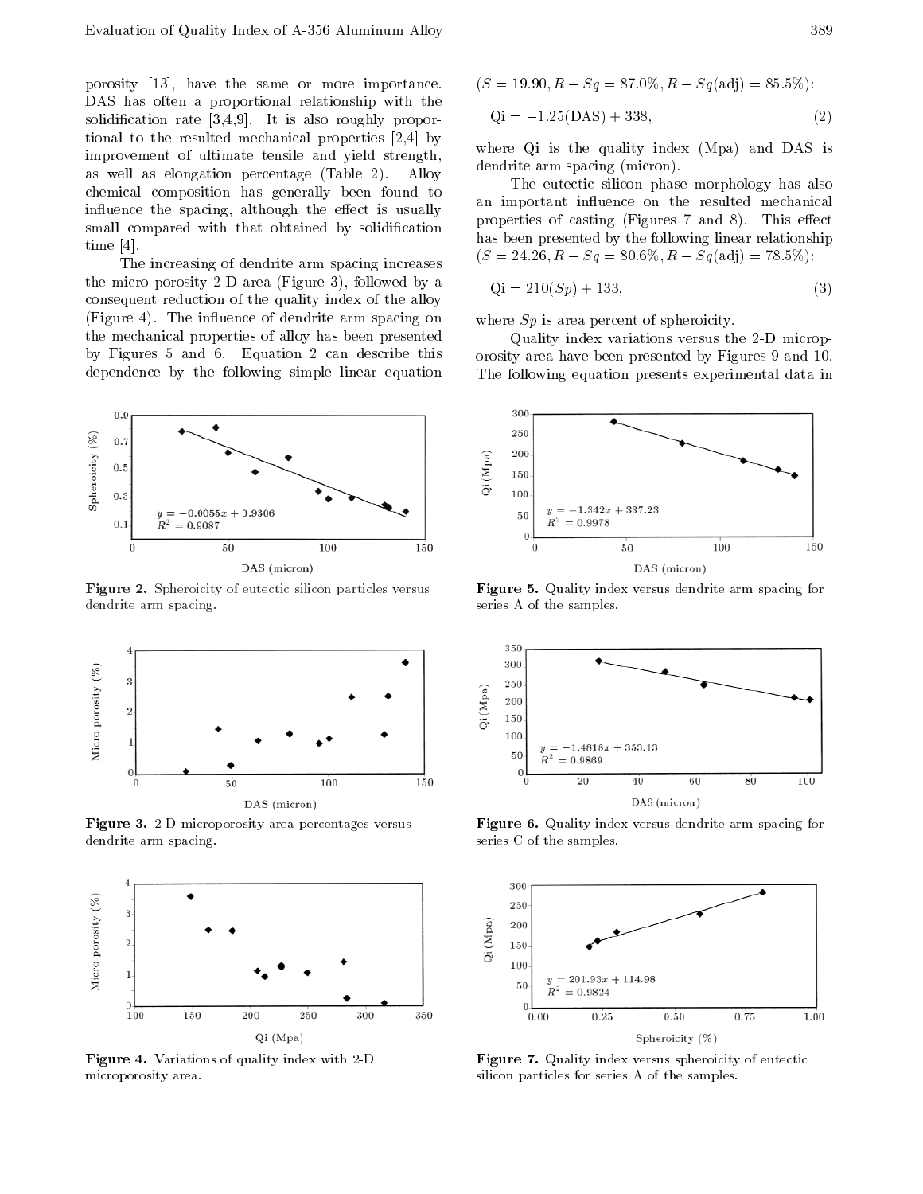porosity [13], have the same or more importance. DAS has often a proportional relationship with the solidification rate [3,4,9]. It is also roughly proportional to the resulted mechanical properties [2,4] by improvement of ultimate tensile and yield strength, as well as elongation percentage (Table 2). Alloy chemical composition has generally been found to influence the spacing, although the effect is usually small compared with that obtained by solidification time [4].

The increasing of dendrite arm spacing increases the micro porosity 2-D area (Figure 3), followed by a consequent reduction of the quality index of the alloy (Figure 4). The influence of dendrite arm spacing on the mechanical properties of alloy has been presented by Figures 5 and 6. Equation 2 can describe this dependence by the following simple linear equation ($S = 19.90$, $R-Sq = 87.0\%$, $R-Sq(\text{adj}) = 85.5\%$):

$$\text{Qi} = -1.25(\text{DAS}) + 338, \tag{2}$$

where Qi is the quality index (Mpa) and DAS is dendrite arm spacing (micron).

The eutectic silicon phase morphology has also an important influence on the resulted mechanical properties of casting (Figures 7 and 8). This effect has been presented by the following linear relationship ($S = 24.26$, $R-Sq = 80.6\%$, $R-Sq(\text{adj}) = 78.5\%$):

$$\text{Qi} = 210(Sp) + 133, \tag{3}$$

where $Sp$ is area percent of spheroicity.

Quality index variations versus the 2-D microporosity area have been presented by Figures 9 and 10. The following equation presents experimental data in

**Figure 2.** Spheroicity of eutectic silicon particles versus dendrite arm spacing.

**Figure 3.** 2-D microporosity area percentages versus dendrite arm spacing.

**Figure 4.** Variations of quality index with 2-D microporosity area.

**Figure 5.** Quality index versus dendrite arm spacing for series A of the samples.

**Figure 6.** Quality index versus dendrite arm spacing for series C of the samples.

**Figure 7.** Quality index versus spheroicity of eutectic silicon particles for series A of the samples.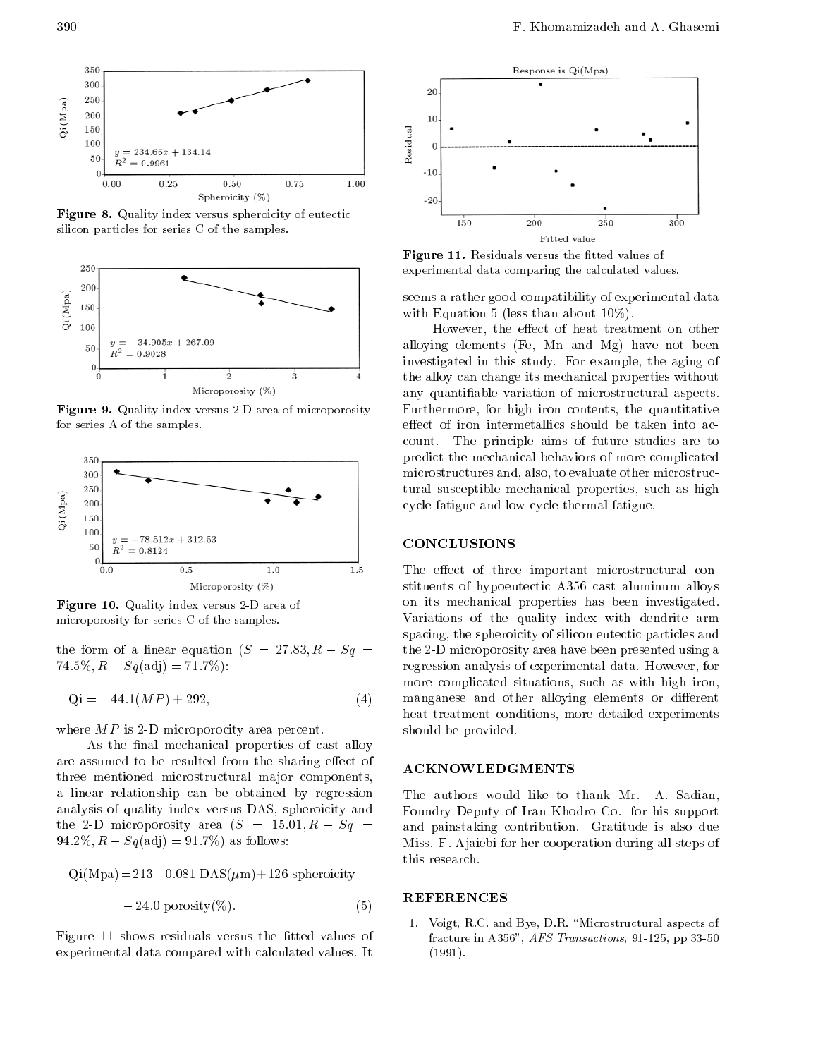Figure 8. Quality index versus spheroicity of eutectic silicon particles for series C of the samples.

Figure 9. Quality index versus 2-D area of microporosity for series A of the samples.

Figure 10. Quality index versus 2-D area of microporosity for series C of the samples.

the form of a linear equation ($S = 27.83, R - Sq = 74.5\%, R - Sq(\text{adj}) = 71.7\%$):

$$\text{Qi} = -44.1(MP) + 292, \tag{4}$$

where $MP$ is 2-D microporocity area percent.

As the final mechanical properties of cast alloy are assumed to be resulted from the sharing effect of three mentioned microstructural major components, a linear relationship can be obtained by regression analysis of quality index versus DAS, spheroicity and the 2-D microporosity area ($S = 15.01, R - Sq = 94.2\%, R - Sq(\text{adj}) = 91.7\%$) as follows:

$$\text{Qi(Mpa)} = 213 - 0.081\ \text{DAS}(\mu\text{m}) + 126\ \text{spheroicity} - 24.0\ \text{porosity}(\%). \tag{5}$$

Figure 11 shows residuals versus the fitted values of experimental data compared with calculated values. It seems a rather good compatibility of experimental data with Equation 5 (less than about 10%).

Figure 11. Residuals versus the fitted values of experimental data comparing the calculated values.

However, the effect of heat treatment on other alloying elements (Fe, Mn and Mg) have not been investigated in this study. For example, the aging of the alloy can change its mechanical properties without any quantifiable variation of microstructural aspects. Furthermore, for high iron contents, the quantitative effect of iron intermetallics should be taken into account. The principle aims of future studies are to predict the mechanical behaviors of more complicated microstructures and, also, to evaluate other microstructural susceptible mechanical properties, such as high cycle fatigue and low cycle thermal fatigue.

## CONCLUSIONS

The effect of three important microstructural constituents of hypoeutectic A356 cast aluminum alloys on its mechanical properties has been investigated. Variations of the quality index with dendrite arm spacing, the spheroicity of silicon eutectic particles and the 2-D microporosity area have been presented using a regression analysis of experimental data. However, for more complicated situations, such as with high iron, manganese and other alloying elements or different heat treatment conditions, more detailed experiments should be provided.

## ACKNOWLEDGMENTS

The authors would like to thank Mr. A. Sadian, Foundry Deputy of Iran Khodro Co. for his support and painstaking contribution. Gratitude is also due Miss. F. Ajaiebi for her cooperation during all steps of this research.

## REFERENCES

1. Voigt, R.C. and Bye, D.R. "Microstructural aspects of fracture in A356", *AFS Transactions*, 91-125, pp 33-50 (1991).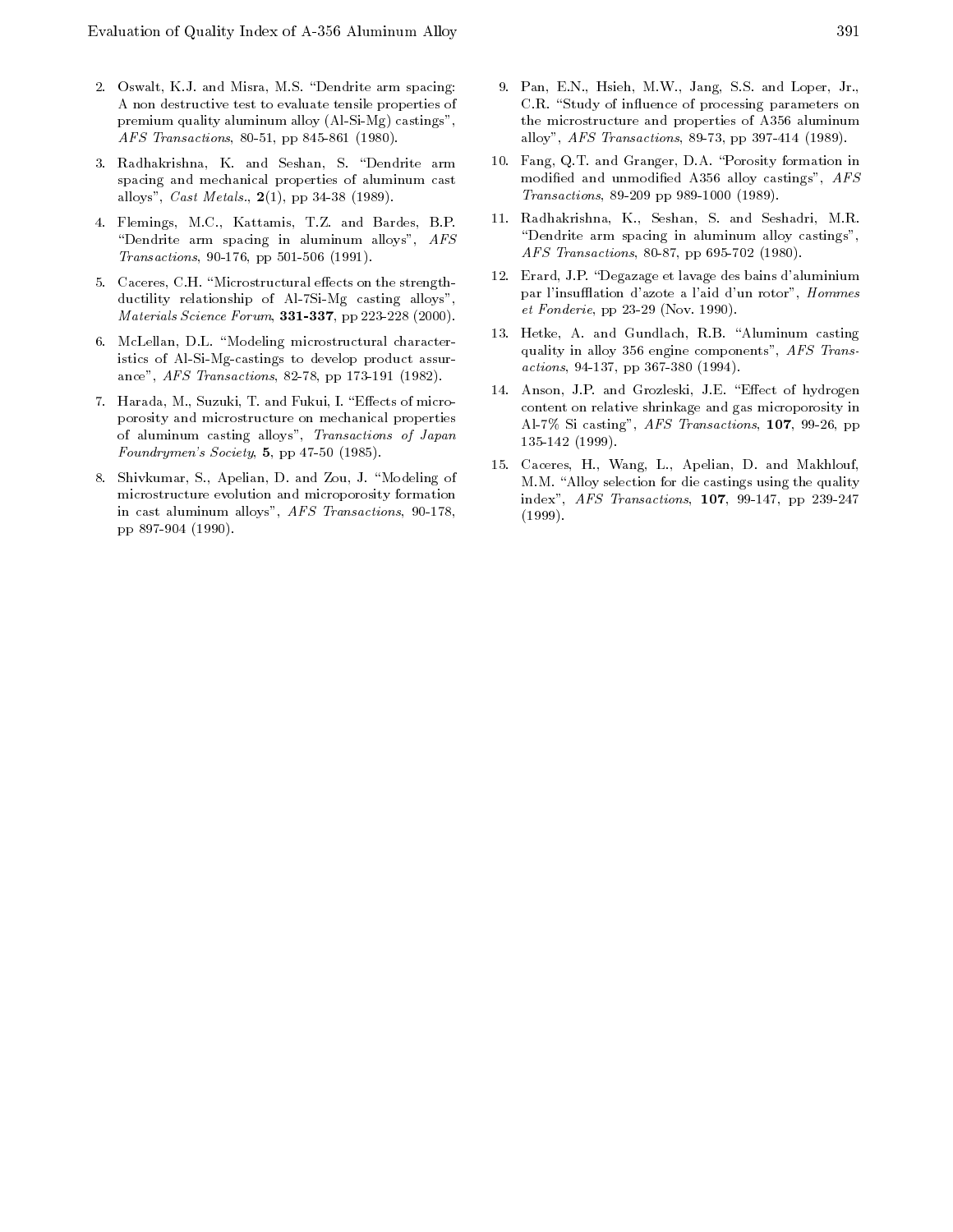2. Oswalt, K.J. and Misra, M.S. "Dendrite arm spacing: A non destructive test to evaluate tensile properties of premium quality aluminum alloy (Al-Si-Mg) castings", *AFS Transactions*, 80-51, pp 845-861 (1980).

3. Radhakrishna, K. and Seshan, S. "Dendrite arm spacing and mechanical properties of aluminum cast alloys", *Cast Metals.*, **2**(1), pp 34-38 (1989).

4. Flemings, M.C., Kattamis, T.Z. and Bardes, B.P. "Dendrite arm spacing in aluminum alloys", *AFS Transactions*, 90-176, pp 501-506 (1991).

5. Caceres, C.H. "Microstructural effects on the strength-ductility relationship of Al-7Si-Mg casting alloys", *Materials Science Forum*, **331-337**, pp 223-228 (2000).

6. McLellan, D.L. "Modeling microstructural characteristics of Al-Si-Mg-castings to develop product assurance", *AFS Transactions*, 82-78, pp 173-191 (1982).

7. Harada, M., Suzuki, T. and Fukui, I. "Effects of microporosity and microstructure on mechanical properties of aluminum casting alloys", *Transactions of Japan Foundrymen's Society*, **5**, pp 47-50 (1985).

8. Shivkumar, S., Apelian, D. and Zou, J. "Modeling of microstructure evolution and microporosity formation in cast aluminum alloys", *AFS Transactions*, 90-178, pp 897-904 (1990).

9. Pan, E.N., Hsieh, M.W., Jang, S.S. and Loper, Jr., C.R. "Study of influence of processing parameters on the microstructure and properties of A356 aluminum alloy", *AFS Transactions*, 89-73, pp 397-414 (1989).

10. Fang, Q.T. and Granger, D.A. "Porosity formation in modified and unmodified A356 alloy castings", *AFS Transactions*, 89-209 pp 989-1000 (1989).

11. Radhakrishna, K., Seshan, S. and Seshadri, M.R. "Dendrite arm spacing in aluminum alloy castings", *AFS Transactions*, 80-87, pp 695-702 (1980).

12. Erard, J.P. "Degazage et lavage des bains d'aluminium par l'insufflation d'azote a l'aid d'un rotor", *Hommes et Fonderie*, pp 23-29 (Nov. 1990).

13. Hetke, A. and Gundlach, R.B. "Aluminum casting quality in alloy 356 engine components", *AFS Transactions*, 94-137, pp 367-380 (1994).

14. Anson, J.P. and Grozleski, J.E. "Effect of hydrogen content on relative shrinkage and gas microporosity in Al-7% Si casting", *AFS Transactions*, **107**, 99-26, pp 135-142 (1999).

15. Caceres, H., Wang, L., Apelian, D. and Makhlouf, M.M. "Alloy selection for die castings using the quality index", *AFS Transactions*, **107**, 99-147, pp 239-247 (1999).